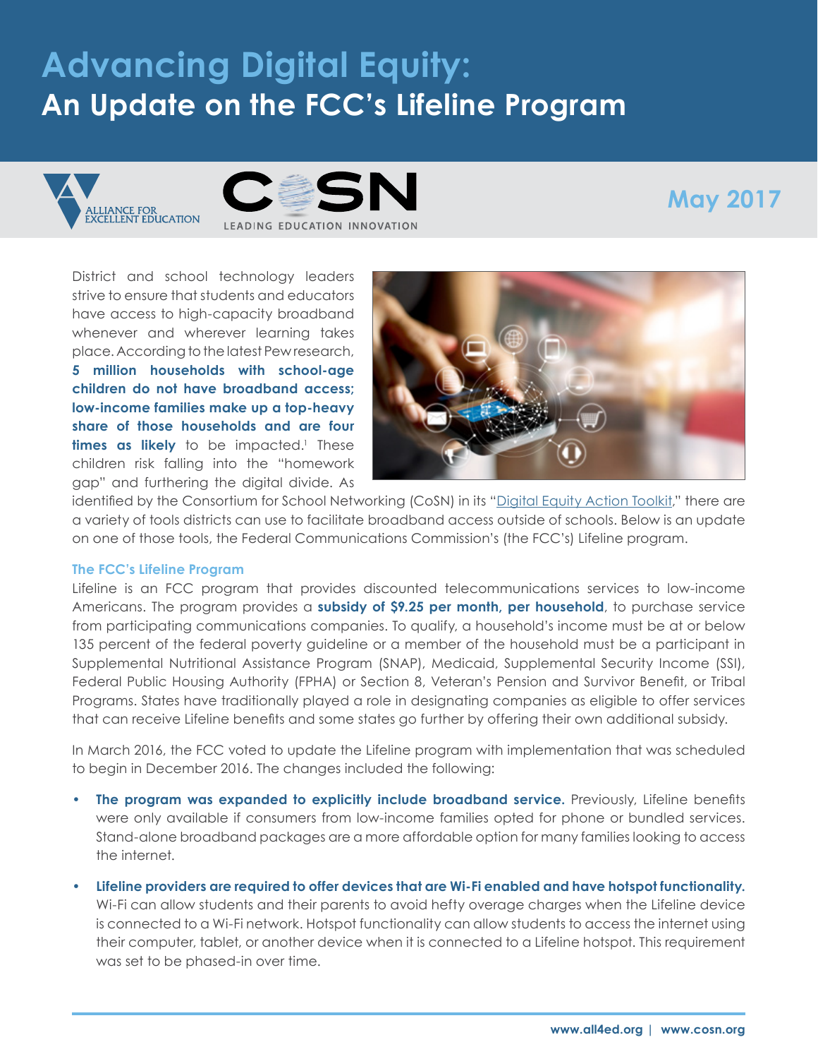# Advancing Digital Equity:
## An Update on the FCC's Lifeline Program

ALLIANCE FOR EXCELLENT EDUCATION

CoSN LEADING EDUCATION INNOVATION

May 2017

District and school technology leaders strive to ensure that students and educators have access to high-capacity broadband whenever and wherever learning takes place. According to the latest Pew research, **5 million households with school-age children do not have broadband access; low-income families make up a top-heavy share of those households and are four times as likely** to be impacted.[1] These children risk falling into the "homework gap" and furthering the digital divide. As identified by the Consortium for School Networking (CoSN) in its "Digital Equity Action Toolkit," there are a variety of tools districts can use to facilitate broadband access outside of schools. Below is an update on one of those tools, the Federal Communications Commission's (the FCC's) Lifeline program.

### The FCC's Lifeline Program

Lifeline is an FCC program that provides discounted telecommunications services to low-income Americans. The program provides a **subsidy of $9.25 per month, per household**, to purchase service from participating communications companies. To qualify, a household's income must be at or below 135 percent of the federal poverty guideline or a member of the household must be a participant in Supplemental Nutritional Assistance Program (SNAP), Medicaid, Supplemental Security Income (SSI), Federal Public Housing Authority (FPHA) or Section 8, Veteran's Pension and Survivor Benefit, or Tribal Programs. States have traditionally played a role in designating companies as eligible to offer services that can receive Lifeline benefits and some states go further by offering their own additional subsidy.

In March 2016, the FCC voted to update the Lifeline program with implementation that was scheduled to begin in December 2016. The changes included the following:

- **The program was expanded to explicitly include broadband service.** Previously, Lifeline benefits were only available if consumers from low-income families opted for phone or bundled services. Stand-alone broadband packages are a more affordable option for many families looking to access the internet.
- **Lifeline providers are required to offer devices that are Wi-Fi enabled and have hotspot functionality.** Wi-Fi can allow students and their parents to avoid hefty overage charges when the Lifeline device is connected to a Wi-Fi network. Hotspot functionality can allow students to access the internet using their computer, tablet, or another device when it is connected to a Lifeline hotspot. This requirement was set to be phased-in over time.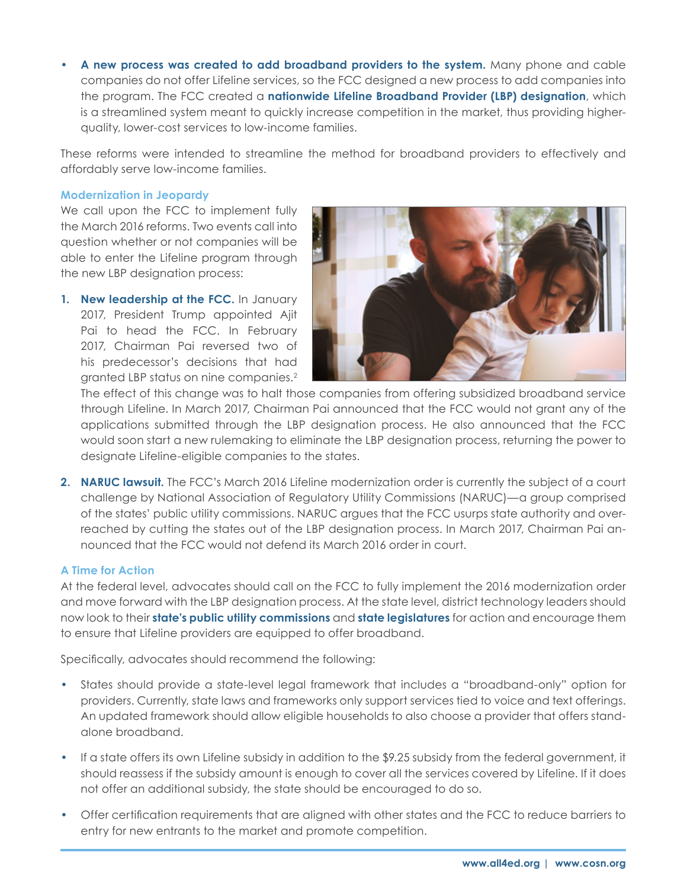- **A new process was created to add broadband providers to the system.** Many phone and cable companies do not offer Lifeline services, so the FCC designed a new process to add companies into the program. The FCC created a **nationwide Lifeline Broadband Provider (LBP) designation**, which is a streamlined system meant to quickly increase competition in the market, thus providing higher-quality, lower-cost services to low-income families.

These reforms were intended to streamline the method for broadband providers to effectively and affordably serve low-income families.

### Modernization in Jeopardy

We call upon the FCC to implement fully the March 2016 reforms. Two events call into question whether or not companies will be able to enter the Lifeline program through the new LBP designation process:

1. **New leadership at the FCC.** In January 2017, President Trump appointed Ajit Pai to head the FCC. In February 2017, Chairman Pai reversed two of his predecessor's decisions that had granted LBP status on nine companies.[2] The effect of this change was to halt those companies from offering subsidized broadband service through Lifeline. In March 2017, Chairman Pai announced that the FCC would not grant any of the applications submitted through the LBP designation process. He also announced that the FCC would soon start a new rulemaking to eliminate the LBP designation process, returning the power to designate Lifeline-eligible companies to the states.

2. **NARUC lawsuit.** The FCC's March 2016 Lifeline modernization order is currently the subject of a court challenge by National Association of Regulatory Utility Commissions (NARUC)—a group comprised of the states' public utility commissions. NARUC argues that the FCC usurps state authority and over-reached by cutting the states out of the LBP designation process. In March 2017, Chairman Pai announced that the FCC would not defend its March 2016 order in court.

### A Time for Action

At the federal level, advocates should call on the FCC to fully implement the 2016 modernization order and move forward with the LBP designation process. At the state level, district technology leaders should now look to their **state's public utility commissions** and **state legislatures** for action and encourage them to ensure that Lifeline providers are equipped to offer broadband.

Specifically, advocates should recommend the following:

- States should provide a state-level legal framework that includes a "broadband-only" option for providers. Currently, state laws and frameworks only support services tied to voice and text offerings. An updated framework should allow eligible households to also choose a provider that offers stand-alone broadband.

- If a state offers its own Lifeline subsidy in addition to the $9.25 subsidy from the federal government, it should reassess if the subsidy amount is enough to cover all the services covered by Lifeline. If it does not offer an additional subsidy, the state should be encouraged to do so.

- Offer certification requirements that are aligned with other states and the FCC to reduce barriers to entry for new entrants to the market and promote competition.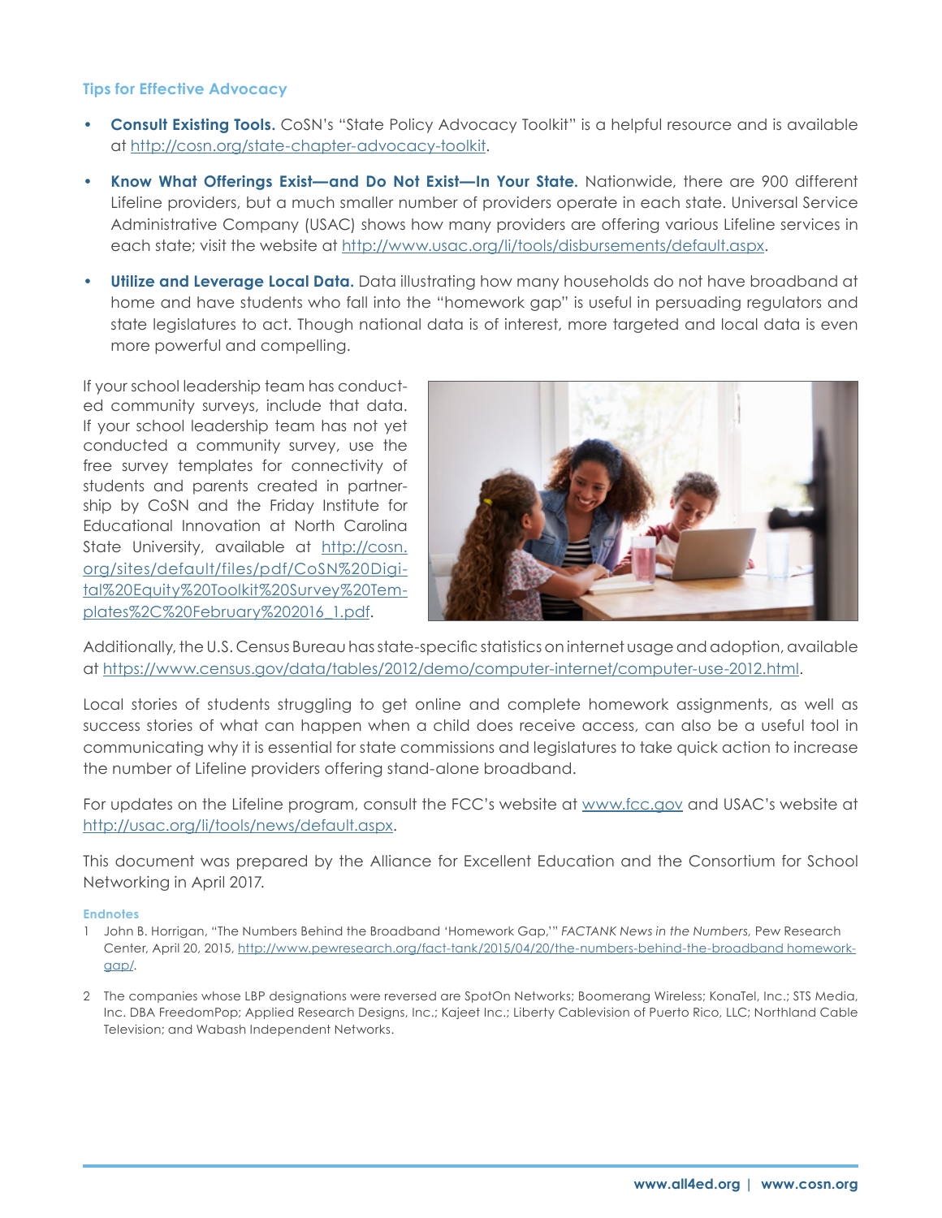### Tips for Effective Advocacy

- **Consult Existing Tools.** CoSN's "State Policy Advocacy Toolkit" is a helpful resource and is available at http://cosn.org/state-chapter-advocacy-toolkit.
- **Know What Offerings Exist—and Do Not Exist—In Your State.** Nationwide, there are 900 different Lifeline providers, but a much smaller number of providers operate in each state. Universal Service Administrative Company (USAC) shows how many providers are offering various Lifeline services in each state; visit the website at http://www.usac.org/li/tools/disbursements/default.aspx.
- **Utilize and Leverage Local Data.** Data illustrating how many households do not have broadband at home and have students who fall into the "homework gap" is useful in persuading regulators and state legislatures to act. Though national data is of interest, more targeted and local data is even more powerful and compelling.

If your school leadership team has conducted community surveys, include that data. If your school leadership team has not yet conducted a community survey, use the free survey templates for connectivity of students and parents created in partnership by CoSN and the Friday Institute for Educational Innovation at North Carolina State University, available at http://cosn.org/sites/default/files/pdf/CoSN%20Digital%20Equity%20Toolkit%20Survey%20Templates%2C%20February%202016_1.pdf.

Additionally, the U.S. Census Bureau has state-specific statistics on internet usage and adoption, available at https://www.census.gov/data/tables/2012/demo/computer-internet/computer-use-2012.html.

Local stories of students struggling to get online and complete homework assignments, as well as success stories of what can happen when a child does receive access, can also be a useful tool in communicating why it is essential for state commissions and legislatures to take quick action to increase the number of Lifeline providers offering stand-alone broadband.

For updates on the Lifeline program, consult the FCC's website at www.fcc.gov and USAC's website at http://usac.org/li/tools/news/default.aspx.

This document was prepared by the Alliance for Excellent Education and the Consortium for School Networking in April 2017.

#### Endnotes

1 John B. Horrigan, "The Numbers Behind the Broadband 'Homework Gap,'" *FACTANK News in the Numbers*, Pew Research Center, April 20, 2015, http://www.pewresearch.org/fact-tank/2015/04/20/the-numbers-behind-the-broadband homework-gap/.

2 The companies whose LBP designations were reversed are SpotOn Networks; Boomerang Wireless; KonaTel, Inc.; STS Media, Inc. DBA FreedomPop; Applied Research Designs, Inc.; Kajeet Inc.; Liberty Cablevision of Puerto Rico, LLC; Northland Cable Television; and Wabash Independent Networks.